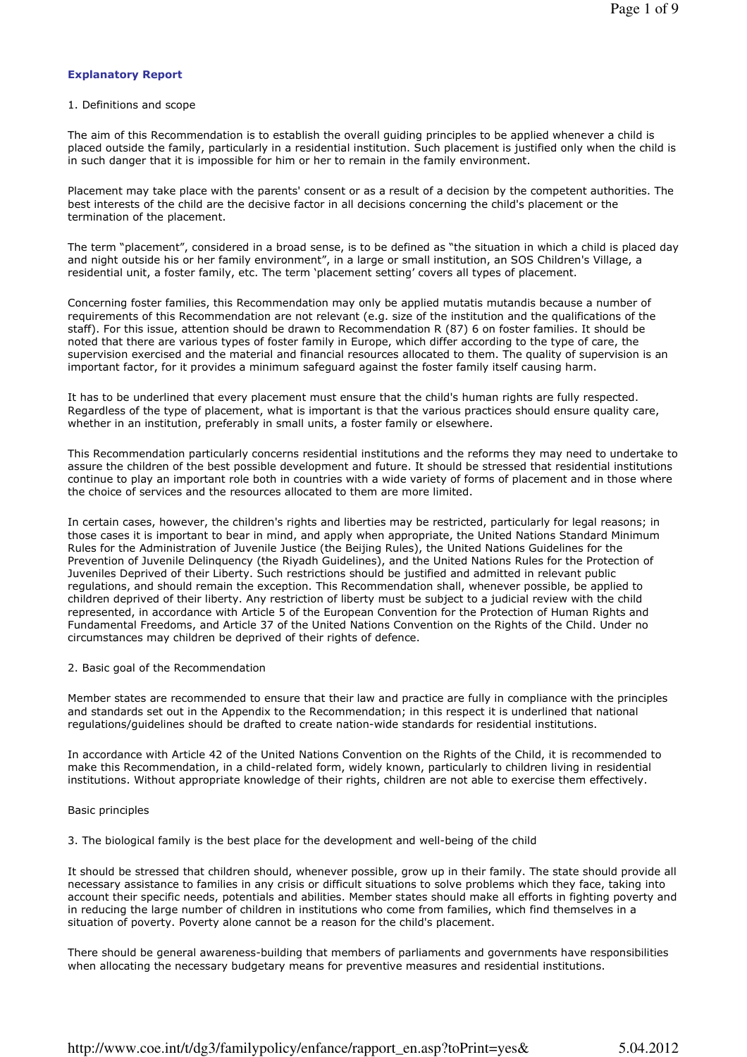## Explanatory Report

1. Definitions and scope

The aim of this Recommendation is to establish the overall guiding principles to be applied whenever a child is placed outside the family, particularly in a residential institution. Such placement is justified only when the child is in such danger that it is impossible for him or her to remain in the family environment.

Placement may take place with the parents' consent or as a result of a decision by the competent authorities. The best interests of the child are the decisive factor in all decisions concerning the child's placement or the termination of the placement.

The term "placement", considered in a broad sense, is to be defined as "the situation in which a child is placed day and night outside his or her family environment", in a large or small institution, an SOS Children's Village, a residential unit, a foster family, etc. The term 'placement setting' covers all types of placement.

Concerning foster families, this Recommendation may only be applied mutatis mutandis because a number of requirements of this Recommendation are not relevant (e.g. size of the institution and the qualifications of the staff). For this issue, attention should be drawn to Recommendation R (87) 6 on foster families. It should be noted that there are various types of foster family in Europe, which differ according to the type of care, the supervision exercised and the material and financial resources allocated to them. The quality of supervision is an important factor, for it provides a minimum safeguard against the foster family itself causing harm.

It has to be underlined that every placement must ensure that the child's human rights are fully respected. Regardless of the type of placement, what is important is that the various practices should ensure quality care, whether in an institution, preferably in small units, a foster family or elsewhere.

This Recommendation particularly concerns residential institutions and the reforms they may need to undertake to assure the children of the best possible development and future. It should be stressed that residential institutions continue to play an important role both in countries with a wide variety of forms of placement and in those where the choice of services and the resources allocated to them are more limited.

In certain cases, however, the children's rights and liberties may be restricted, particularly for legal reasons; in those cases it is important to bear in mind, and apply when appropriate, the United Nations Standard Minimum Rules for the Administration of Juvenile Justice (the Beijing Rules), the United Nations Guidelines for the Prevention of Juvenile Delinquency (the Riyadh Guidelines), and the United Nations Rules for the Protection of Juveniles Deprived of their Liberty. Such restrictions should be justified and admitted in relevant public regulations, and should remain the exception. This Recommendation shall, whenever possible, be applied to children deprived of their liberty. Any restriction of liberty must be subject to a judicial review with the child represented, in accordance with Article 5 of the European Convention for the Protection of Human Rights and Fundamental Freedoms, and Article 37 of the United Nations Convention on the Rights of the Child. Under no circumstances may children be deprived of their rights of defence.

2. Basic goal of the Recommendation

Member states are recommended to ensure that their law and practice are fully in compliance with the principles and standards set out in the Appendix to the Recommendation; in this respect it is underlined that national regulations/guidelines should be drafted to create nation-wide standards for residential institutions.

In accordance with Article 42 of the United Nations Convention on the Rights of the Child, it is recommended to make this Recommendation, in a child-related form, widely known, particularly to children living in residential institutions. Without appropriate knowledge of their rights, children are not able to exercise them effectively.

Basic principles

3. The biological family is the best place for the development and well-being of the child

It should be stressed that children should, whenever possible, grow up in their family. The state should provide all necessary assistance to families in any crisis or difficult situations to solve problems which they face, taking into account their specific needs, potentials and abilities. Member states should make all efforts in fighting poverty and in reducing the large number of children in institutions who come from families, which find themselves in a situation of poverty. Poverty alone cannot be a reason for the child's placement.

There should be general awareness-building that members of parliaments and governments have responsibilities when allocating the necessary budgetary means for preventive measures and residential institutions.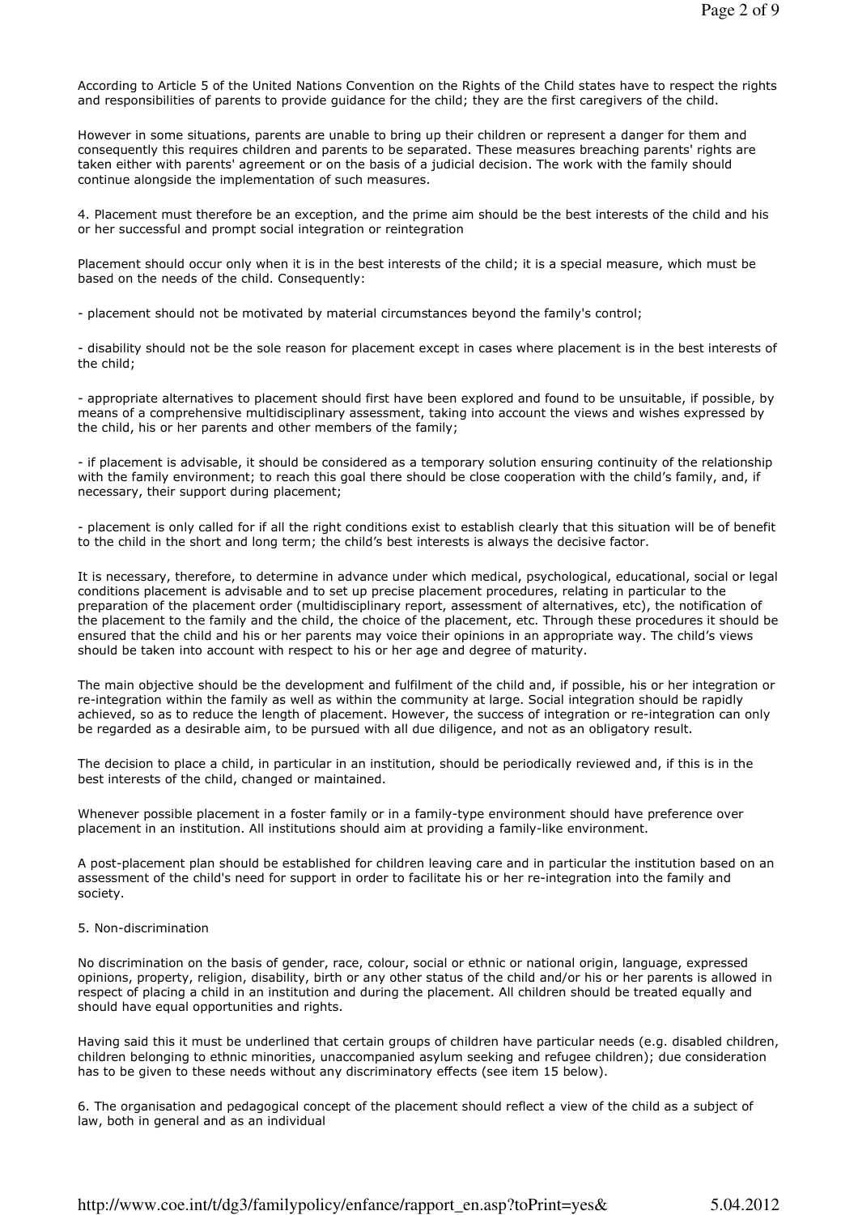According to Article 5 of the United Nations Convention on the Rights of the Child states have to respect the rights and responsibilities of parents to provide guidance for the child; they are the first caregivers of the child.

However in some situations, parents are unable to bring up their children or represent a danger for them and consequently this requires children and parents to be separated. These measures breaching parents' rights are taken either with parents' agreement or on the basis of a judicial decision. The work with the family should continue alongside the implementation of such measures.

4. Placement must therefore be an exception, and the prime aim should be the best interests of the child and his or her successful and prompt social integration or reintegration

Placement should occur only when it is in the best interests of the child; it is a special measure, which must be based on the needs of the child. Consequently:

- placement should not be motivated by material circumstances beyond the family's control;

- disability should not be the sole reason for placement except in cases where placement is in the best interests of the child;

- appropriate alternatives to placement should first have been explored and found to be unsuitable, if possible, by means of a comprehensive multidisciplinary assessment, taking into account the views and wishes expressed by the child, his or her parents and other members of the family;

- if placement is advisable, it should be considered as a temporary solution ensuring continuity of the relationship with the family environment; to reach this goal there should be close cooperation with the child's family, and, if necessary, their support during placement;

- placement is only called for if all the right conditions exist to establish clearly that this situation will be of benefit to the child in the short and long term; the child's best interests is always the decisive factor.

It is necessary, therefore, to determine in advance under which medical, psychological, educational, social or legal conditions placement is advisable and to set up precise placement procedures, relating in particular to the preparation of the placement order (multidisciplinary report, assessment of alternatives, etc), the notification of the placement to the family and the child, the choice of the placement, etc. Through these procedures it should be ensured that the child and his or her parents may voice their opinions in an appropriate way. The child's views should be taken into account with respect to his or her age and degree of maturity.

The main objective should be the development and fulfilment of the child and, if possible, his or her integration or re-integration within the family as well as within the community at large. Social integration should be rapidly achieved, so as to reduce the length of placement. However, the success of integration or re-integration can only be regarded as a desirable aim, to be pursued with all due diligence, and not as an obligatory result.

The decision to place a child, in particular in an institution, should be periodically reviewed and, if this is in the best interests of the child, changed or maintained.

Whenever possible placement in a foster family or in a family-type environment should have preference over placement in an institution. All institutions should aim at providing a family-like environment.

A post-placement plan should be established for children leaving care and in particular the institution based on an assessment of the child's need for support in order to facilitate his or her re-integration into the family and society.

5. Non-discrimination

No discrimination on the basis of gender, race, colour, social or ethnic or national origin, language, expressed opinions, property, religion, disability, birth or any other status of the child and/or his or her parents is allowed in respect of placing a child in an institution and during the placement. All children should be treated equally and should have equal opportunities and rights.

Having said this it must be underlined that certain groups of children have particular needs (e.g. disabled children, children belonging to ethnic minorities, unaccompanied asylum seeking and refugee children); due consideration has to be given to these needs without any discriminatory effects (see item 15 below).

6. The organisation and pedagogical concept of the placement should reflect a view of the child as a subject of law, both in general and as an individual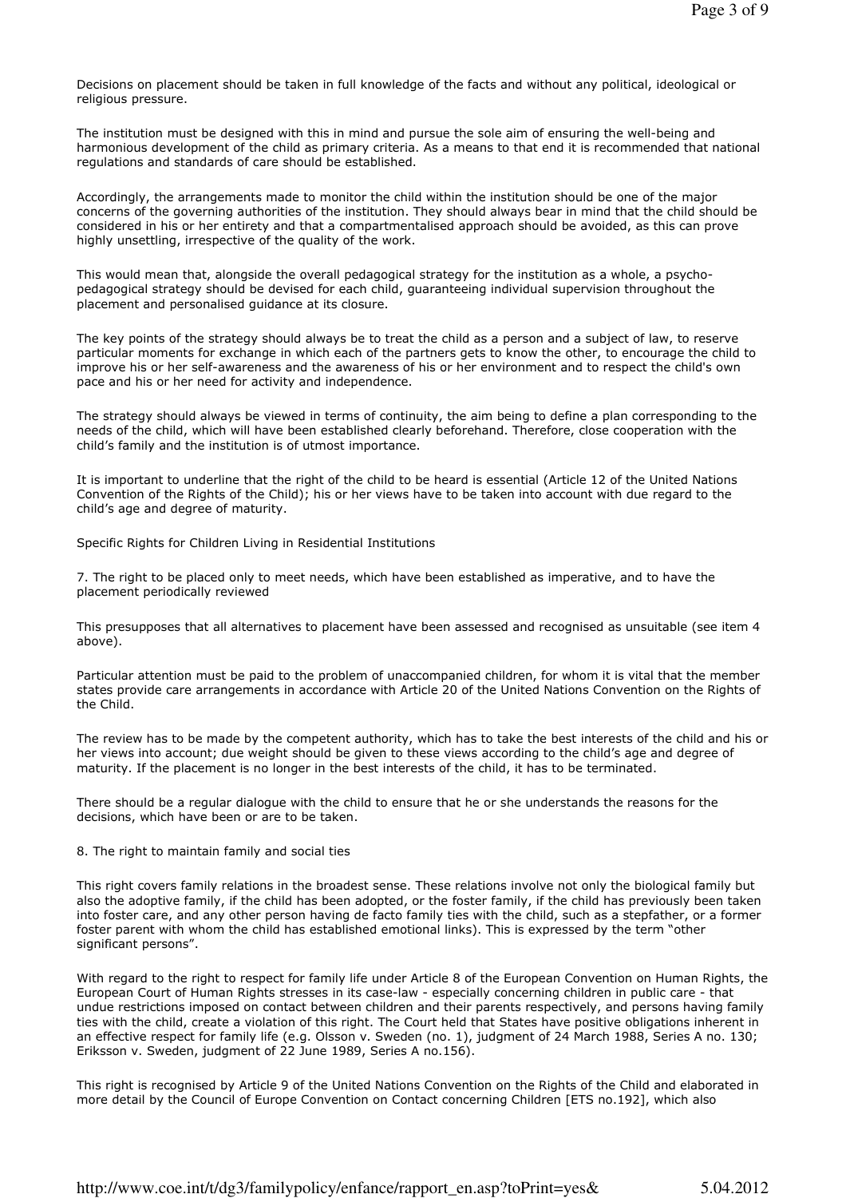Decisions on placement should be taken in full knowledge of the facts and without any political, ideological or religious pressure.

The institution must be designed with this in mind and pursue the sole aim of ensuring the well-being and harmonious development of the child as primary criteria. As a means to that end it is recommended that national regulations and standards of care should be established.

Accordingly, the arrangements made to monitor the child within the institution should be one of the major concerns of the governing authorities of the institution. They should always bear in mind that the child should be considered in his or her entirety and that a compartmentalised approach should be avoided, as this can prove highly unsettling, irrespective of the quality of the work.

This would mean that, alongside the overall pedagogical strategy for the institution as a whole, a psycho-pedagogical strategy should be devised for each child, guaranteeing individual supervision throughout the placement and personalised guidance at its closure.

The key points of the strategy should always be to treat the child as a person and a subject of law, to reserve particular moments for exchange in which each of the partners gets to know the other, to encourage the child to improve his or her self-awareness and the awareness of his or her environment and to respect the child's own pace and his or her need for activity and independence.

The strategy should always be viewed in terms of continuity, the aim being to define a plan corresponding to the needs of the child, which will have been established clearly beforehand. Therefore, close cooperation with the child's family and the institution is of utmost importance.

It is important to underline that the right of the child to be heard is essential (Article 12 of the United Nations Convention of the Rights of the Child); his or her views have to be taken into account with due regard to the child's age and degree of maturity.

Specific Rights for Children Living in Residential Institutions

7. The right to be placed only to meet needs, which have been established as imperative, and to have the placement periodically reviewed

This presupposes that all alternatives to placement have been assessed and recognised as unsuitable (see item 4 above).

Particular attention must be paid to the problem of unaccompanied children, for whom it is vital that the member states provide care arrangements in accordance with Article 20 of the United Nations Convention on the Rights of the Child.

The review has to be made by the competent authority, which has to take the best interests of the child and his or her views into account; due weight should be given to these views according to the child's age and degree of maturity. If the placement is no longer in the best interests of the child, it has to be terminated.

There should be a regular dialogue with the child to ensure that he or she understands the reasons for the decisions, which have been or are to be taken.

8. The right to maintain family and social ties

This right covers family relations in the broadest sense. These relations involve not only the biological family but also the adoptive family, if the child has been adopted, or the foster family, if the child has previously been taken into foster care, and any other person having de facto family ties with the child, such as a stepfather, or a former foster parent with whom the child has established emotional links). This is expressed by the term "other significant persons".

With regard to the right to respect for family life under Article 8 of the European Convention on Human Rights, the European Court of Human Rights stresses in its case-law - especially concerning children in public care - that undue restrictions imposed on contact between children and their parents respectively, and persons having family ties with the child, create a violation of this right. The Court held that States have positive obligations inherent in an effective respect for family life (e.g. Olsson v. Sweden (no. 1), judgment of 24 March 1988, Series A no. 130; Eriksson v. Sweden, judgment of 22 June 1989, Series A no.156).

This right is recognised by Article 9 of the United Nations Convention on the Rights of the Child and elaborated in more detail by the Council of Europe Convention on Contact concerning Children [ETS no.192], which also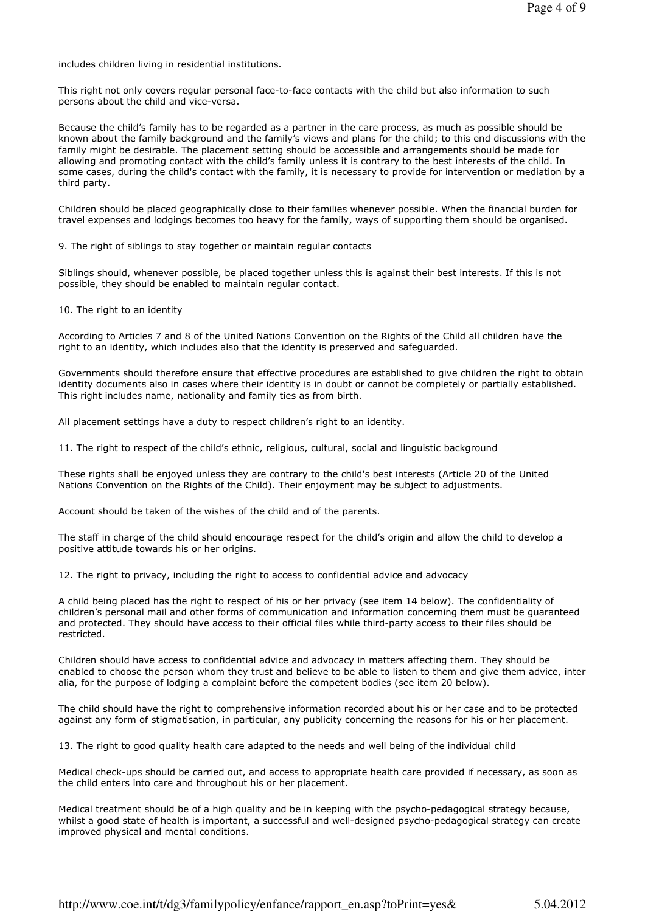includes children living in residential institutions.

This right not only covers regular personal face-to-face contacts with the child but also information to such persons about the child and vice-versa.

Because the child's family has to be regarded as a partner in the care process, as much as possible should be known about the family background and the family's views and plans for the child; to this end discussions with the family might be desirable. The placement setting should be accessible and arrangements should be made for allowing and promoting contact with the child's family unless it is contrary to the best interests of the child. In some cases, during the child's contact with the family, it is necessary to provide for intervention or mediation by a third party.

Children should be placed geographically close to their families whenever possible. When the financial burden for travel expenses and lodgings becomes too heavy for the family, ways of supporting them should be organised.

9. The right of siblings to stay together or maintain regular contacts

Siblings should, whenever possible, be placed together unless this is against their best interests. If this is not possible, they should be enabled to maintain regular contact.

10. The right to an identity

According to Articles 7 and 8 of the United Nations Convention on the Rights of the Child all children have the right to an identity, which includes also that the identity is preserved and safeguarded.

Governments should therefore ensure that effective procedures are established to give children the right to obtain identity documents also in cases where their identity is in doubt or cannot be completely or partially established. This right includes name, nationality and family ties as from birth.

All placement settings have a duty to respect children's right to an identity.

11. The right to respect of the child's ethnic, religious, cultural, social and linguistic background

These rights shall be enjoyed unless they are contrary to the child's best interests (Article 20 of the United Nations Convention on the Rights of the Child). Their enjoyment may be subject to adjustments.

Account should be taken of the wishes of the child and of the parents.

The staff in charge of the child should encourage respect for the child's origin and allow the child to develop a positive attitude towards his or her origins.

12. The right to privacy, including the right to access to confidential advice and advocacy

A child being placed has the right to respect of his or her privacy (see item 14 below). The confidentiality of children's personal mail and other forms of communication and information concerning them must be guaranteed and protected. They should have access to their official files while third-party access to their files should be restricted.

Children should have access to confidential advice and advocacy in matters affecting them. They should be enabled to choose the person whom they trust and believe to be able to listen to them and give them advice, inter alia, for the purpose of lodging a complaint before the competent bodies (see item 20 below).

The child should have the right to comprehensive information recorded about his or her case and to be protected against any form of stigmatisation, in particular, any publicity concerning the reasons for his or her placement.

13. The right to good quality health care adapted to the needs and well being of the individual child

Medical check-ups should be carried out, and access to appropriate health care provided if necessary, as soon as the child enters into care and throughout his or her placement.

Medical treatment should be of a high quality and be in keeping with the psycho-pedagogical strategy because, whilst a good state of health is important, a successful and well-designed psycho-pedagogical strategy can create improved physical and mental conditions.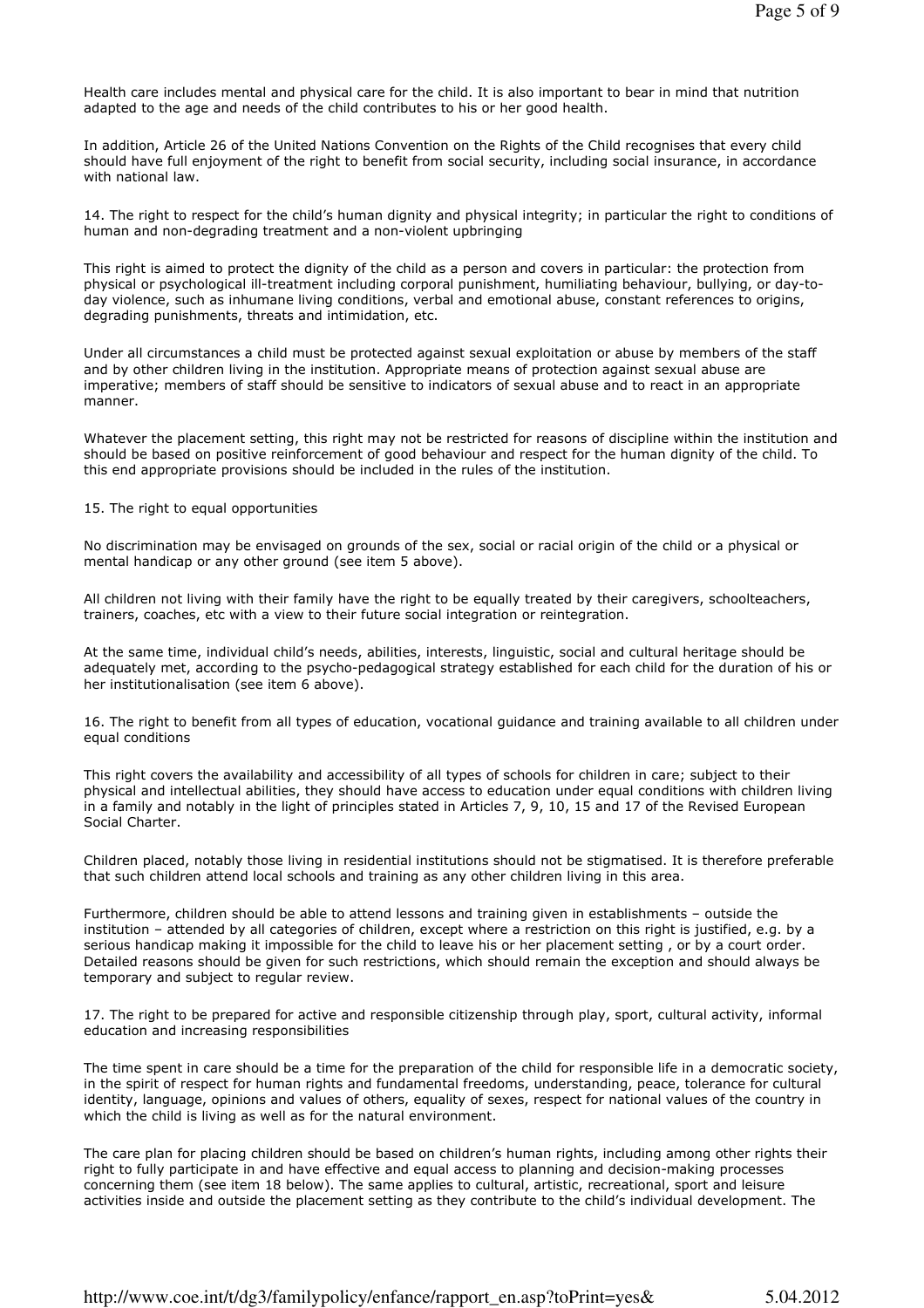Health care includes mental and physical care for the child. It is also important to bear in mind that nutrition adapted to the age and needs of the child contributes to his or her good health.

In addition, Article 26 of the United Nations Convention on the Rights of the Child recognises that every child should have full enjoyment of the right to benefit from social security, including social insurance, in accordance with national law.

14. The right to respect for the child's human dignity and physical integrity; in particular the right to conditions of human and non-degrading treatment and a non-violent upbringing

This right is aimed to protect the dignity of the child as a person and covers in particular: the protection from physical or psychological ill-treatment including corporal punishment, humiliating behaviour, bullying, or day-to-day violence, such as inhumane living conditions, verbal and emotional abuse, constant references to origins, degrading punishments, threats and intimidation, etc.

Under all circumstances a child must be protected against sexual exploitation or abuse by members of the staff and by other children living in the institution. Appropriate means of protection against sexual abuse are imperative; members of staff should be sensitive to indicators of sexual abuse and to react in an appropriate manner.

Whatever the placement setting, this right may not be restricted for reasons of discipline within the institution and should be based on positive reinforcement of good behaviour and respect for the human dignity of the child. To this end appropriate provisions should be included in the rules of the institution.

15. The right to equal opportunities

No discrimination may be envisaged on grounds of the sex, social or racial origin of the child or a physical or mental handicap or any other ground (see item 5 above).

All children not living with their family have the right to be equally treated by their caregivers, schoolteachers, trainers, coaches, etc with a view to their future social integration or reintegration.

At the same time, individual child's needs, abilities, interests, linguistic, social and cultural heritage should be adequately met, according to the psycho-pedagogical strategy established for each child for the duration of his or her institutionalisation (see item 6 above).

16. The right to benefit from all types of education, vocational guidance and training available to all children under equal conditions

This right covers the availability and accessibility of all types of schools for children in care; subject to their physical and intellectual abilities, they should have access to education under equal conditions with children living in a family and notably in the light of principles stated in Articles 7, 9, 10, 15 and 17 of the Revised European Social Charter.

Children placed, notably those living in residential institutions should not be stigmatised. It is therefore preferable that such children attend local schools and training as any other children living in this area.

Furthermore, children should be able to attend lessons and training given in establishments – outside the institution – attended by all categories of children, except where a restriction on this right is justified, e.g. by a serious handicap making it impossible for the child to leave his or her placement setting , or by a court order. Detailed reasons should be given for such restrictions, which should remain the exception and should always be temporary and subject to regular review.

17. The right to be prepared for active and responsible citizenship through play, sport, cultural activity, informal education and increasing responsibilities

The time spent in care should be a time for the preparation of the child for responsible life in a democratic society, in the spirit of respect for human rights and fundamental freedoms, understanding, peace, tolerance for cultural identity, language, opinions and values of others, equality of sexes, respect for national values of the country in which the child is living as well as for the natural environment.

The care plan for placing children should be based on children's human rights, including among other rights their right to fully participate in and have effective and equal access to planning and decision-making processes concerning them (see item 18 below). The same applies to cultural, artistic, recreational, sport and leisure activities inside and outside the placement setting as they contribute to the child's individual development. The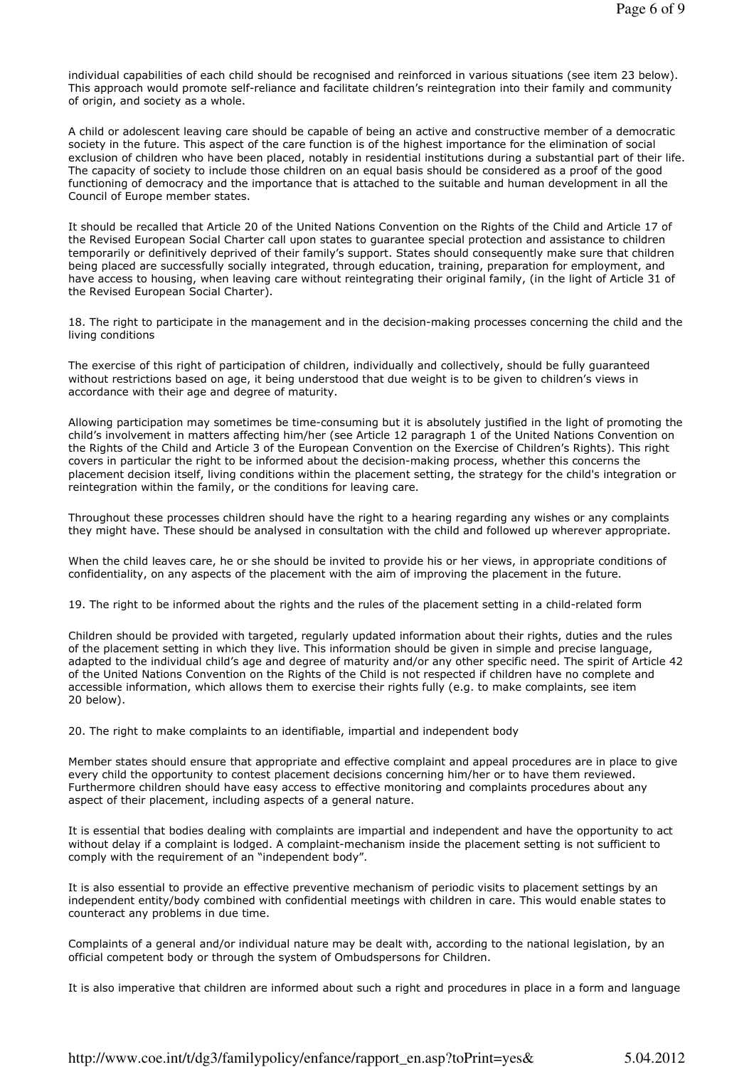individual capabilities of each child should be recognised and reinforced in various situations (see item 23 below). This approach would promote self-reliance and facilitate children's reintegration into their family and community of origin, and society as a whole.

A child or adolescent leaving care should be capable of being an active and constructive member of a democratic society in the future. This aspect of the care function is of the highest importance for the elimination of social exclusion of children who have been placed, notably in residential institutions during a substantial part of their life. The capacity of society to include those children on an equal basis should be considered as a proof of the good functioning of democracy and the importance that is attached to the suitable and human development in all the Council of Europe member states.

It should be recalled that Article 20 of the United Nations Convention on the Rights of the Child and Article 17 of the Revised European Social Charter call upon states to guarantee special protection and assistance to children temporarily or definitively deprived of their family's support. States should consequently make sure that children being placed are successfully socially integrated, through education, training, preparation for employment, and have access to housing, when leaving care without reintegrating their original family, (in the light of Article 31 of the Revised European Social Charter).

18. The right to participate in the management and in the decision-making processes concerning the child and the living conditions

The exercise of this right of participation of children, individually and collectively, should be fully guaranteed without restrictions based on age, it being understood that due weight is to be given to children's views in accordance with their age and degree of maturity.

Allowing participation may sometimes be time-consuming but it is absolutely justified in the light of promoting the child's involvement in matters affecting him/her (see Article 12 paragraph 1 of the United Nations Convention on the Rights of the Child and Article 3 of the European Convention on the Exercise of Children's Rights). This right covers in particular the right to be informed about the decision-making process, whether this concerns the placement decision itself, living conditions within the placement setting, the strategy for the child's integration or reintegration within the family, or the conditions for leaving care.

Throughout these processes children should have the right to a hearing regarding any wishes or any complaints they might have. These should be analysed in consultation with the child and followed up wherever appropriate.

When the child leaves care, he or she should be invited to provide his or her views, in appropriate conditions of confidentiality, on any aspects of the placement with the aim of improving the placement in the future.

19. The right to be informed about the rights and the rules of the placement setting in a child-related form

Children should be provided with targeted, regularly updated information about their rights, duties and the rules of the placement setting in which they live. This information should be given in simple and precise language, adapted to the individual child's age and degree of maturity and/or any other specific need. The spirit of Article 42 of the United Nations Convention on the Rights of the Child is not respected if children have no complete and accessible information, which allows them to exercise their rights fully (e.g. to make complaints, see item 20 below).

20. The right to make complaints to an identifiable, impartial and independent body

Member states should ensure that appropriate and effective complaint and appeal procedures are in place to give every child the opportunity to contest placement decisions concerning him/her or to have them reviewed. Furthermore children should have easy access to effective monitoring and complaints procedures about any aspect of their placement, including aspects of a general nature.

It is essential that bodies dealing with complaints are impartial and independent and have the opportunity to act without delay if a complaint is lodged. A complaint-mechanism inside the placement setting is not sufficient to comply with the requirement of an "independent body".

It is also essential to provide an effective preventive mechanism of periodic visits to placement settings by an independent entity/body combined with confidential meetings with children in care. This would enable states to counteract any problems in due time.

Complaints of a general and/or individual nature may be dealt with, according to the national legislation, by an official competent body or through the system of Ombudspersons for Children.

It is also imperative that children are informed about such a right and procedures in place in a form and language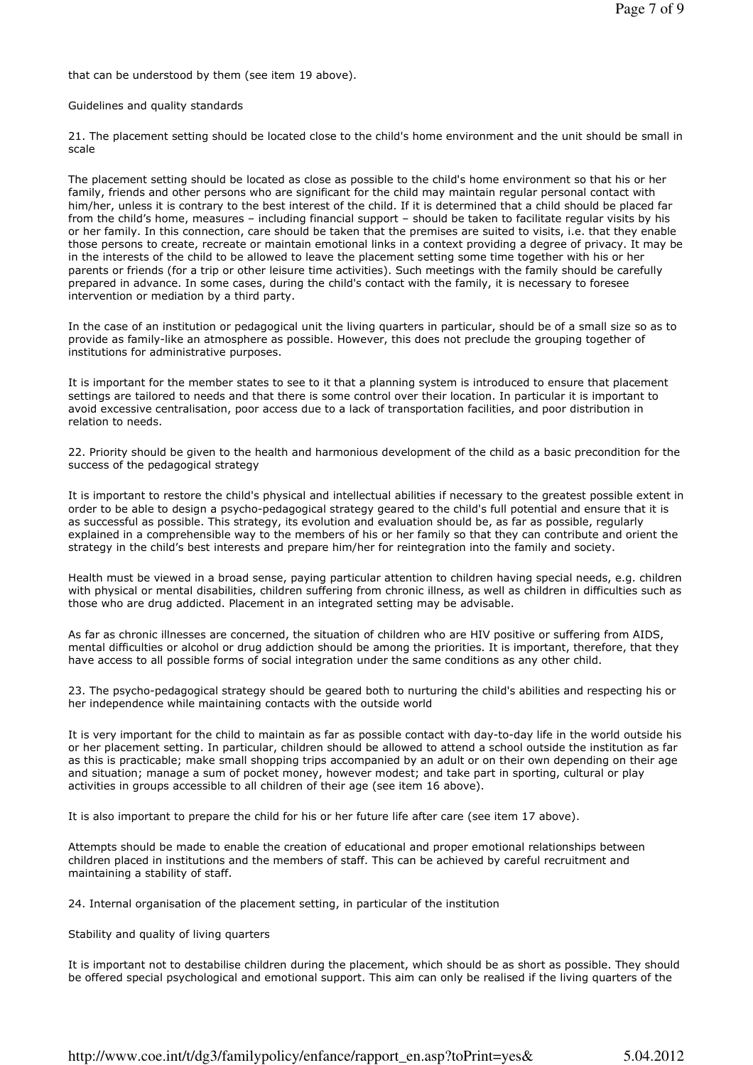that can be understood by them (see item 19 above).

Guidelines and quality standards

21. The placement setting should be located close to the child's home environment and the unit should be small in scale

The placement setting should be located as close as possible to the child's home environment so that his or her family, friends and other persons who are significant for the child may maintain regular personal contact with him/her, unless it is contrary to the best interest of the child. If it is determined that a child should be placed far from the child's home, measures – including financial support – should be taken to facilitate regular visits by his or her family. In this connection, care should be taken that the premises are suited to visits, i.e. that they enable those persons to create, recreate or maintain emotional links in a context providing a degree of privacy. It may be in the interests of the child to be allowed to leave the placement setting some time together with his or her parents or friends (for a trip or other leisure time activities). Such meetings with the family should be carefully prepared in advance. In some cases, during the child's contact with the family, it is necessary to foresee intervention or mediation by a third party.

In the case of an institution or pedagogical unit the living quarters in particular, should be of a small size so as to provide as family-like an atmosphere as possible. However, this does not preclude the grouping together of institutions for administrative purposes.

It is important for the member states to see to it that a planning system is introduced to ensure that placement settings are tailored to needs and that there is some control over their location. In particular it is important to avoid excessive centralisation, poor access due to a lack of transportation facilities, and poor distribution in relation to needs.

22. Priority should be given to the health and harmonious development of the child as a basic precondition for the success of the pedagogical strategy

It is important to restore the child's physical and intellectual abilities if necessary to the greatest possible extent in order to be able to design a psycho-pedagogical strategy geared to the child's full potential and ensure that it is as successful as possible. This strategy, its evolution and evaluation should be, as far as possible, regularly explained in a comprehensible way to the members of his or her family so that they can contribute and orient the strategy in the child's best interests and prepare him/her for reintegration into the family and society.

Health must be viewed in a broad sense, paying particular attention to children having special needs, e.g. children with physical or mental disabilities, children suffering from chronic illness, as well as children in difficulties such as those who are drug addicted. Placement in an integrated setting may be advisable.

As far as chronic illnesses are concerned, the situation of children who are HIV positive or suffering from AIDS, mental difficulties or alcohol or drug addiction should be among the priorities. It is important, therefore, that they have access to all possible forms of social integration under the same conditions as any other child.

23. The psycho-pedagogical strategy should be geared both to nurturing the child's abilities and respecting his or her independence while maintaining contacts with the outside world

It is very important for the child to maintain as far as possible contact with day-to-day life in the world outside his or her placement setting. In particular, children should be allowed to attend a school outside the institution as far as this is practicable; make small shopping trips accompanied by an adult or on their own depending on their age and situation; manage a sum of pocket money, however modest; and take part in sporting, cultural or play activities in groups accessible to all children of their age (see item 16 above).

It is also important to prepare the child for his or her future life after care (see item 17 above).

Attempts should be made to enable the creation of educational and proper emotional relationships between children placed in institutions and the members of staff. This can be achieved by careful recruitment and maintaining a stability of staff.

24. Internal organisation of the placement setting, in particular of the institution

Stability and quality of living quarters

It is important not to destabilise children during the placement, which should be as short as possible. They should be offered special psychological and emotional support. This aim can only be realised if the living quarters of the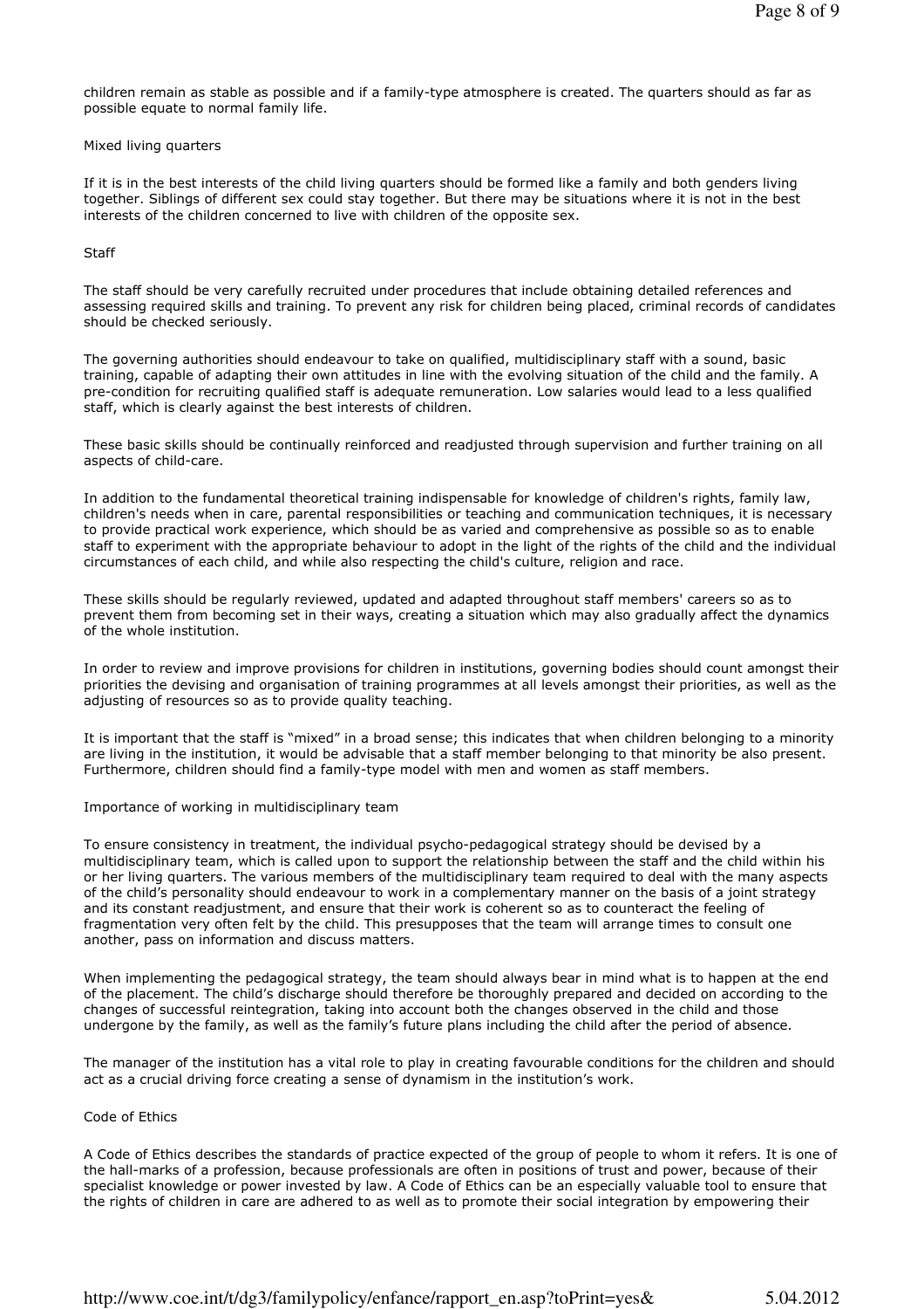children remain as stable as possible and if a family-type atmosphere is created. The quarters should as far as possible equate to normal family life.

### Mixed living quarters

If it is in the best interests of the child living quarters should be formed like a family and both genders living together. Siblings of different sex could stay together. But there may be situations where it is not in the best interests of the children concerned to live with children of the opposite sex.

### Staff

The staff should be very carefully recruited under procedures that include obtaining detailed references and assessing required skills and training. To prevent any risk for children being placed, criminal records of candidates should be checked seriously.

The governing authorities should endeavour to take on qualified, multidisciplinary staff with a sound, basic training, capable of adapting their own attitudes in line with the evolving situation of the child and the family. A pre-condition for recruiting qualified staff is adequate remuneration. Low salaries would lead to a less qualified staff, which is clearly against the best interests of children.

These basic skills should be continually reinforced and readjusted through supervision and further training on all aspects of child-care.

In addition to the fundamental theoretical training indispensable for knowledge of children's rights, family law, children's needs when in care, parental responsibilities or teaching and communication techniques, it is necessary to provide practical work experience, which should be as varied and comprehensive as possible so as to enable staff to experiment with the appropriate behaviour to adopt in the light of the rights of the child and the individual circumstances of each child, and while also respecting the child's culture, religion and race.

These skills should be regularly reviewed, updated and adapted throughout staff members' careers so as to prevent them from becoming set in their ways, creating a situation which may also gradually affect the dynamics of the whole institution.

In order to review and improve provisions for children in institutions, governing bodies should count amongst their priorities the devising and organisation of training programmes at all levels amongst their priorities, as well as the adjusting of resources so as to provide quality teaching.

It is important that the staff is "mixed" in a broad sense; this indicates that when children belonging to a minority are living in the institution, it would be advisable that a staff member belonging to that minority be also present. Furthermore, children should find a family-type model with men and women as staff members.

### Importance of working in multidisciplinary team

To ensure consistency in treatment, the individual psycho-pedagogical strategy should be devised by a multidisciplinary team, which is called upon to support the relationship between the staff and the child within his or her living quarters. The various members of the multidisciplinary team required to deal with the many aspects of the child's personality should endeavour to work in a complementary manner on the basis of a joint strategy and its constant readjustment, and ensure that their work is coherent so as to counteract the feeling of fragmentation very often felt by the child. This presupposes that the team will arrange times to consult one another, pass on information and discuss matters.

When implementing the pedagogical strategy, the team should always bear in mind what is to happen at the end of the placement. The child's discharge should therefore be thoroughly prepared and decided on according to the changes of successful reintegration, taking into account both the changes observed in the child and those undergone by the family, as well as the family's future plans including the child after the period of absence.

The manager of the institution has a vital role to play in creating favourable conditions for the children and should act as a crucial driving force creating a sense of dynamism in the institution's work.

### Code of Ethics

A Code of Ethics describes the standards of practice expected of the group of people to whom it refers. It is one of the hall-marks of a profession, because professionals are often in positions of trust and power, because of their specialist knowledge or power invested by law. A Code of Ethics can be an especially valuable tool to ensure that the rights of children in care are adhered to as well as to promote their social integration by empowering their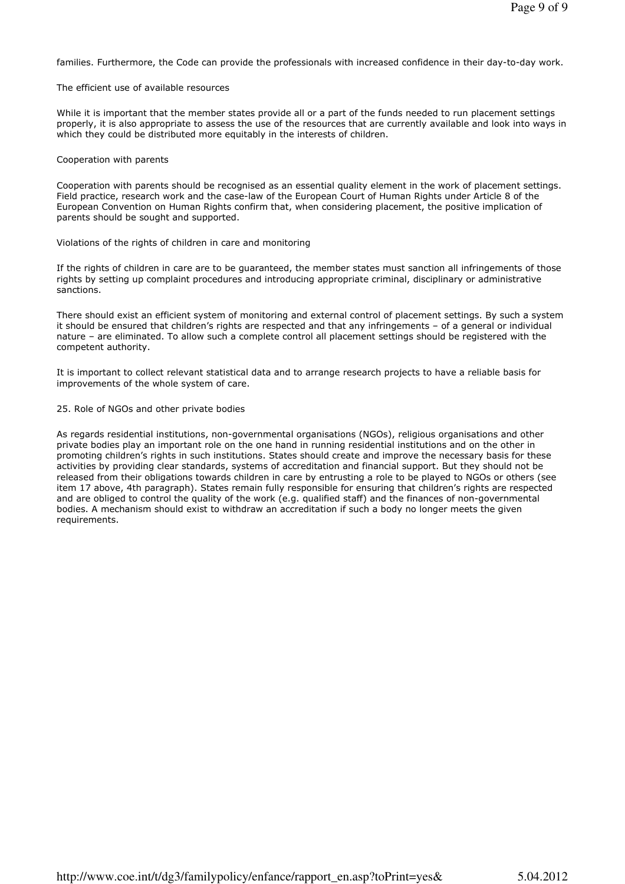families. Furthermore, the Code can provide the professionals with increased confidence in their day-to-day work.

The efficient use of available resources

While it is important that the member states provide all or a part of the funds needed to run placement settings properly, it is also appropriate to assess the use of the resources that are currently available and look into ways in which they could be distributed more equitably in the interests of children.

Cooperation with parents

Cooperation with parents should be recognised as an essential quality element in the work of placement settings. Field practice, research work and the case-law of the European Court of Human Rights under Article 8 of the European Convention on Human Rights confirm that, when considering placement, the positive implication of parents should be sought and supported.

Violations of the rights of children in care and monitoring

If the rights of children in care are to be guaranteed, the member states must sanction all infringements of those rights by setting up complaint procedures and introducing appropriate criminal, disciplinary or administrative sanctions.

There should exist an efficient system of monitoring and external control of placement settings. By such a system it should be ensured that children's rights are respected and that any infringements – of a general or individual nature – are eliminated. To allow such a complete control all placement settings should be registered with the competent authority.

It is important to collect relevant statistical data and to arrange research projects to have a reliable basis for improvements of the whole system of care.

25. Role of NGOs and other private bodies

As regards residential institutions, non-governmental organisations (NGOs), religious organisations and other private bodies play an important role on the one hand in running residential institutions and on the other in promoting children's rights in such institutions. States should create and improve the necessary basis for these activities by providing clear standards, systems of accreditation and financial support. But they should not be released from their obligations towards children in care by entrusting a role to be played to NGOs or others (see item 17 above, 4th paragraph). States remain fully responsible for ensuring that children's rights are respected and are obliged to control the quality of the work (e.g. qualified staff) and the finances of non-governmental bodies. A mechanism should exist to withdraw an accreditation if such a body no longer meets the given requirements.